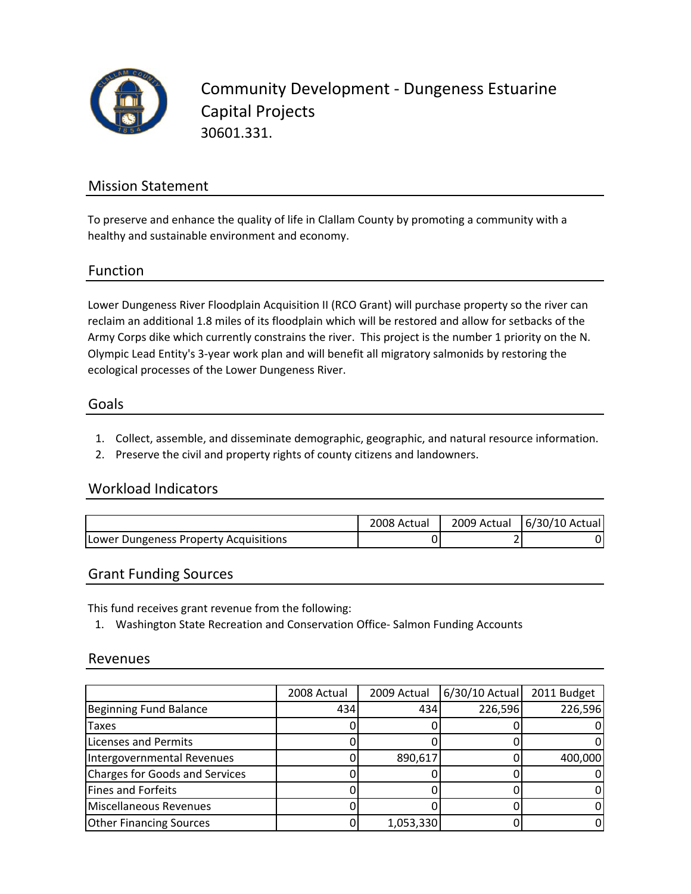# Community Development - Dungeness Estuarine Capital Projects

30601.331.

## Mission Statement

To preserve and enhance the quality of life in Clallam County by promoting a community with a healthy and sustainable environment and economy.

## Function

Lower Dungeness River Floodplain Acquisition II (RCO Grant) will purchase property so the river can reclaim an additional 1.8 miles of its floodplain which will be restored and allow for setbacks of the Army Corps dike which currently constrains the river. This project is the number 1 priority on the N. Olympic Lead Entity's 3-year work plan and will benefit all migratory salmonids by restoring the ecological processes of the Lower Dungeness River.

## Goals

1. Collect, assemble, and disseminate demographic, geographic, and natural resource information.
2. Preserve the civil and property rights of county citizens and landowners.

## Workload Indicators

| | 2008 Actual | 2009 Actual | 6/30/10 Actual |
|---|---|---|---|
| Lower Dungeness Property Acquisitions | 0 | 2 | 0 |

## Grant Funding Sources

This fund receives grant revenue from the following:

1. Washington State Recreation and Conservation Office- Salmon Funding Accounts

## Revenues

| | 2008 Actual | 2009 Actual | 6/30/10 Actual | 2011 Budget |
|---|---|---|---|---|
| Beginning Fund Balance | 434 | 434 | 226,596 | 226,596 |
| Taxes | 0 | 0 | 0 | 0 |
| Licenses and Permits | 0 | 0 | 0 | 0 |
| Intergovernmental Revenues | 0 | 890,617 | 0 | 400,000 |
| Charges for Goods and Services | 0 | 0 | 0 | 0 |
| Fines and Forfeits | 0 | 0 | 0 | 0 |
| Miscellaneous Revenues | 0 | 0 | 0 | 0 |
| Other Financing Sources | 0 | 1,053,330 | 0 | 0 |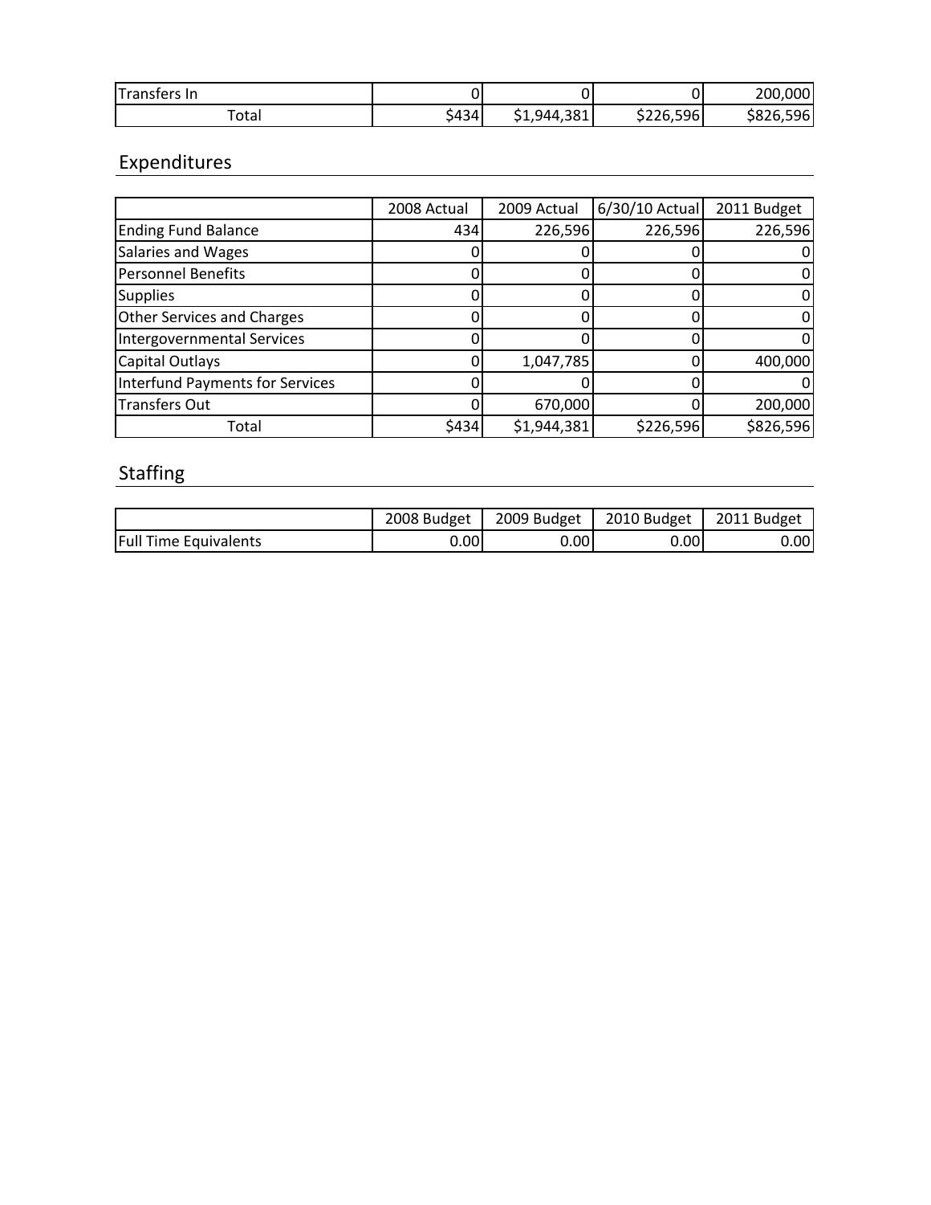| | | | | |
|---|---|---|---|---|
| Transfers In | 0 | 0 | 0 | 200,000 |
| Total | $434 | $1,944,381 | $226,596 | $826,596 |

## Expenditures

| | 2008 Actual | 2009 Actual | 6/30/10 Actual | 2011 Budget |
|---|---|---|---|---|
| Ending Fund Balance | 434 | 226,596 | 226,596 | 226,596 |
| Salaries and Wages | 0 | 0 | 0 | 0 |
| Personnel Benefits | 0 | 0 | 0 | 0 |
| Supplies | 0 | 0 | 0 | 0 |
| Other Services and Charges | 0 | 0 | 0 | 0 |
| Intergovernmental Services | 0 | 0 | 0 | 0 |
| Capital Outlays | 0 | 1,047,785 | 0 | 400,000 |
| Interfund Payments for Services | 0 | 0 | 0 | 0 |
| Transfers Out | 0 | 670,000 | 0 | 200,000 |
| Total | $434 | $1,944,381 | $226,596 | $826,596 |

## Staffing

| | 2008 Budget | 2009 Budget | 2010 Budget | 2011 Budget |
|---|---|---|---|---|
| Full Time Equivalents | 0.00 | 0.00 | 0.00 | 0.00 |